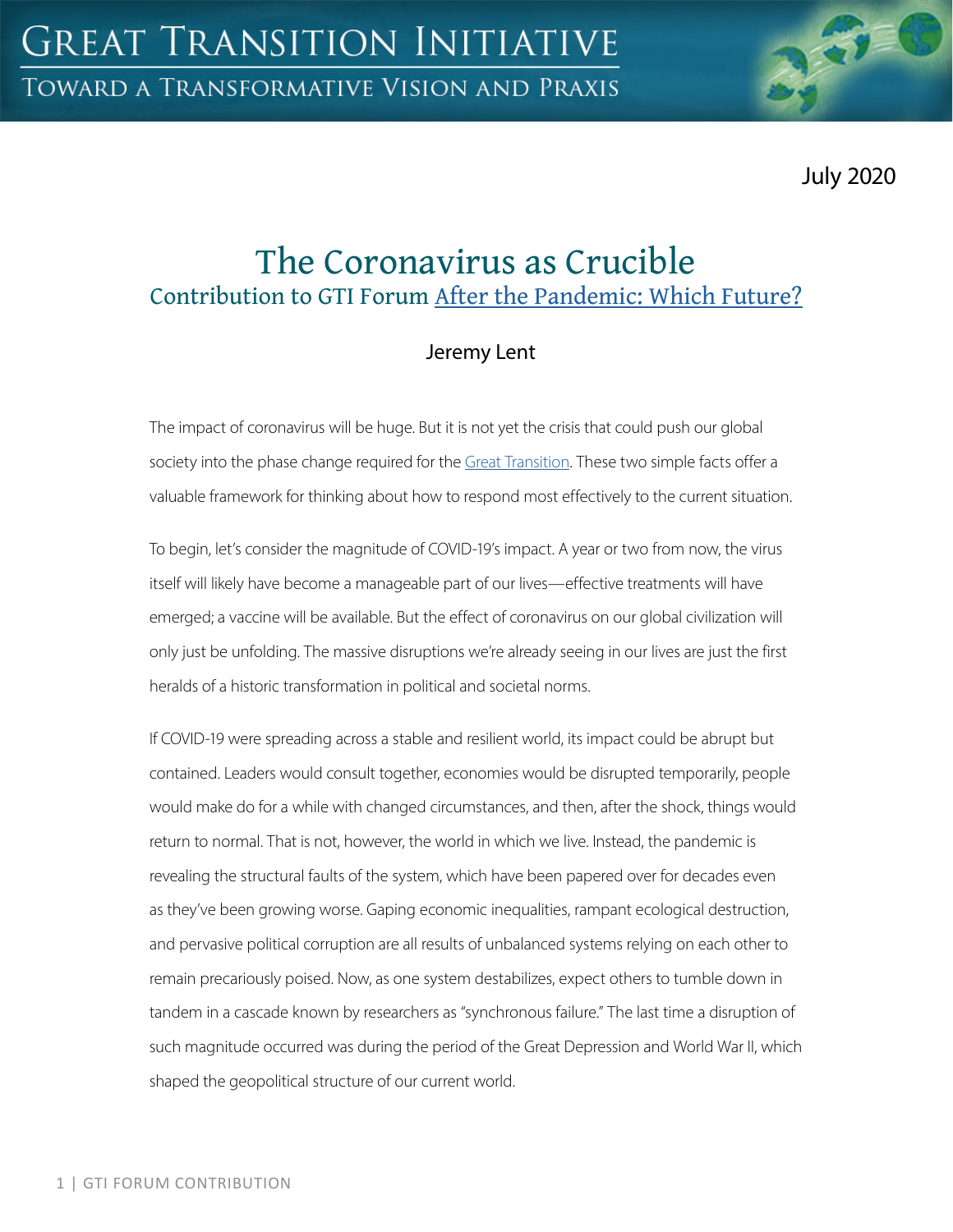# Great Transition Initiative

## Toward a Transformative Vision and Praxis

July 2020

# The Coronavirus as Crucible

## Contribution to GTI Forum After the Pandemic: Which Future?

Jeremy Lent

The impact of coronavirus will be huge. But it is not yet the crisis that could push our global society into the phase change required for the Great Transition. These two simple facts offer a valuable framework for thinking about how to respond most effectively to the current situation.

To begin, let's consider the magnitude of COVID-19's impact. A year or two from now, the virus itself will likely have become a manageable part of our lives—effective treatments will have emerged; a vaccine will be available. But the effect of coronavirus on our global civilization will only just be unfolding. The massive disruptions we're already seeing in our lives are just the first heralds of a historic transformation in political and societal norms.

If COVID-19 were spreading across a stable and resilient world, its impact could be abrupt but contained. Leaders would consult together, economies would be disrupted temporarily, people would make do for a while with changed circumstances, and then, after the shock, things would return to normal. That is not, however, the world in which we live. Instead, the pandemic is revealing the structural faults of the system, which have been papered over for decades even as they've been growing worse. Gaping economic inequalities, rampant ecological destruction, and pervasive political corruption are all results of unbalanced systems relying on each other to remain precariously poised. Now, as one system destabilizes, expect others to tumble down in tandem in a cascade known by researchers as "synchronous failure." The last time a disruption of such magnitude occurred was during the period of the Great Depression and World War II, which shaped the geopolitical structure of our current world.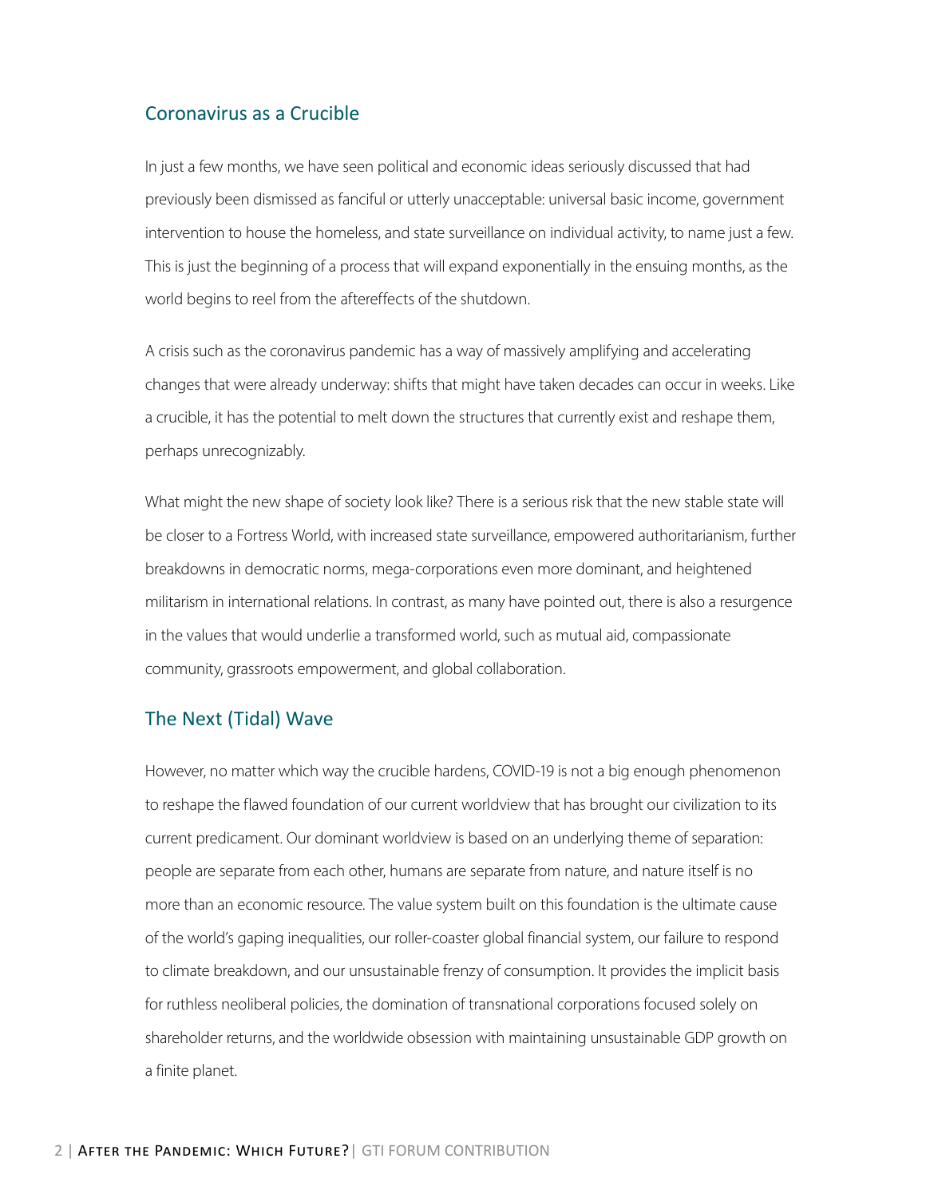## Coronavirus as a Crucible

In just a few months, we have seen political and economic ideas seriously discussed that had previously been dismissed as fanciful or utterly unacceptable: universal basic income, government intervention to house the homeless, and state surveillance on individual activity, to name just a few. This is just the beginning of a process that will expand exponentially in the ensuing months, as the world begins to reel from the aftereffects of the shutdown.

A crisis such as the coronavirus pandemic has a way of massively amplifying and accelerating changes that were already underway: shifts that might have taken decades can occur in weeks. Like a crucible, it has the potential to melt down the structures that currently exist and reshape them, perhaps unrecognizably.

What might the new shape of society look like? There is a serious risk that the new stable state will be closer to a Fortress World, with increased state surveillance, empowered authoritarianism, further breakdowns in democratic norms, mega-corporations even more dominant, and heightened militarism in international relations. In contrast, as many have pointed out, there is also a resurgence in the values that would underlie a transformed world, such as mutual aid, compassionate community, grassroots empowerment, and global collaboration.

## The Next (Tidal) Wave

However, no matter which way the crucible hardens, COVID-19 is not a big enough phenomenon to reshape the flawed foundation of our current worldview that has brought our civilization to its current predicament. Our dominant worldview is based on an underlying theme of separation: people are separate from each other, humans are separate from nature, and nature itself is no more than an economic resource. The value system built on this foundation is the ultimate cause of the world's gaping inequalities, our roller-coaster global financial system, our failure to respond to climate breakdown, and our unsustainable frenzy of consumption. It provides the implicit basis for ruthless neoliberal policies, the domination of transnational corporations focused solely on shareholder returns, and the worldwide obsession with maintaining unsustainable GDP growth on a finite planet.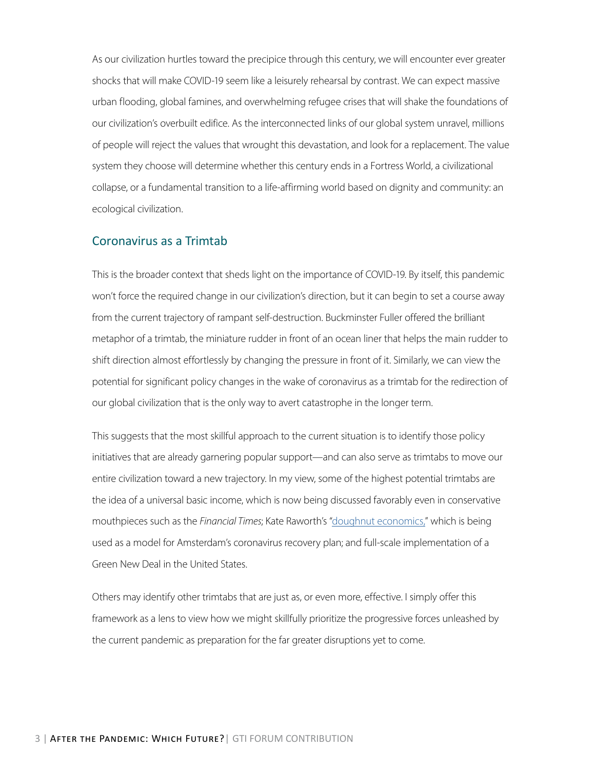As our civilization hurtles toward the precipice through this century, we will encounter ever greater shocks that will make COVID-19 seem like a leisurely rehearsal by contrast. We can expect massive urban flooding, global famines, and overwhelming refugee crises that will shake the foundations of our civilization's overbuilt edifice. As the interconnected links of our global system unravel, millions of people will reject the values that wrought this devastation, and look for a replacement. The value system they choose will determine whether this century ends in a Fortress World, a civilizational collapse, or a fundamental transition to a life-affirming world based on dignity and community: an ecological civilization.

## Coronavirus as a Trimtab

This is the broader context that sheds light on the importance of COVID-19. By itself, this pandemic won't force the required change in our civilization's direction, but it can begin to set a course away from the current trajectory of rampant self-destruction. Buckminster Fuller offered the brilliant metaphor of a trimtab, the miniature rudder in front of an ocean liner that helps the main rudder to shift direction almost effortlessly by changing the pressure in front of it. Similarly, we can view the potential for significant policy changes in the wake of coronavirus as a trimtab for the redirection of our global civilization that is the only way to avert catastrophe in the longer term.

This suggests that the most skillful approach to the current situation is to identify those policy initiatives that are already garnering popular support—and can also serve as trimtabs to move our entire civilization toward a new trajectory. In my view, some of the highest potential trimtabs are the idea of a universal basic income, which is now being discussed favorably even in conservative mouthpieces such as the *Financial Times*; Kate Raworth's "doughnut economics," which is being used as a model for Amsterdam's coronavirus recovery plan; and full-scale implementation of a Green New Deal in the United States.

Others may identify other trimtabs that are just as, or even more, effective. I simply offer this framework as a lens to view how we might skillfully prioritize the progressive forces unleashed by the current pandemic as preparation for the far greater disruptions yet to come.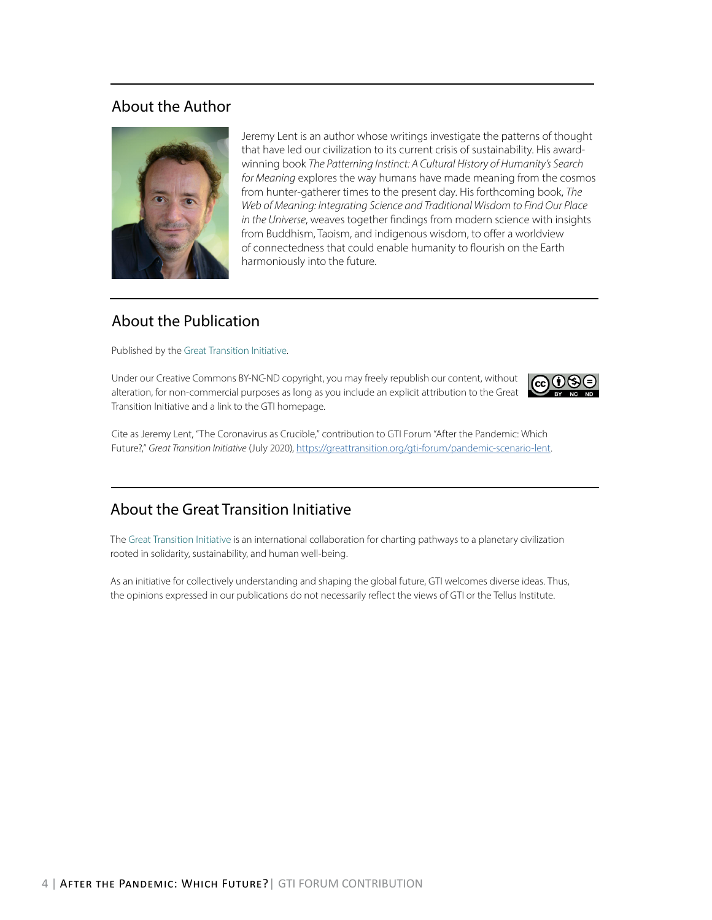## About the Author

Jeremy Lent is an author whose writings investigate the patterns of thought that have led our civilization to its current crisis of sustainability. His award-winning book *The Patterning Instinct: A Cultural History of Humanity's Search for Meaning* explores the way humans have made meaning from the cosmos from hunter-gatherer times to the present day. His forthcoming book, *The Web of Meaning: Integrating Science and Traditional Wisdom to Find Our Place in the Universe*, weaves together findings from modern science with insights from Buddhism, Taoism, and indigenous wisdom, to offer a worldview of connectedness that could enable humanity to flourish on the Earth harmoniously into the future.

## About the Publication

Published by the Great Transition Initiative.

Under our Creative Commons BY-NC-ND copyright, you may freely republish our content, without alteration, for non-commercial purposes as long as you include an explicit attribution to the Great Transition Initiative and a link to the GTI homepage.

Cite as Jeremy Lent, "The Coronavirus as Crucible," contribution to GTI Forum "After the Pandemic: Which Future?," *Great Transition Initiative* (July 2020), https://greattransition.org/gti-forum/pandemic-scenario-lent.

## About the Great Transition Initiative

The Great Transition Initiative is an international collaboration for charting pathways to a planetary civilization rooted in solidarity, sustainability, and human well-being.

As an initiative for collectively understanding and shaping the global future, GTI welcomes diverse ideas. Thus, the opinions expressed in our publications do not necessarily reflect the views of GTI or the Tellus Institute.